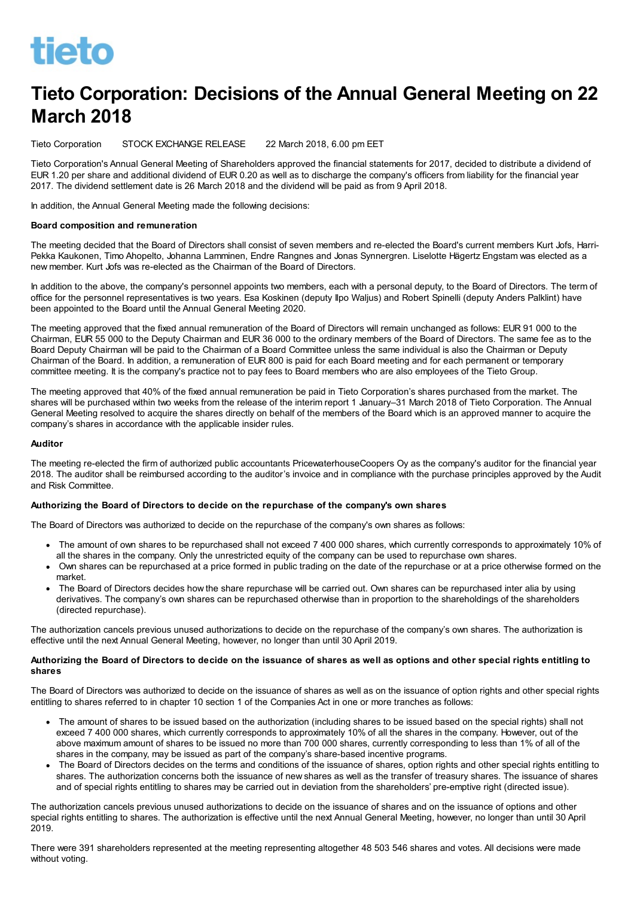tieto

# Tieto Corporation: Decisions of the Annual General Meeting on 22 March 2018

Tieto Corporation STOCK EXCHANGE RELEASE 22 March 2018, 6.00 pm EET

Tieto Corporation's Annual General Meeting of Shareholders approved the financial statements for 2017, decided to distribute a dividend of EUR 1.20 per share and additional dividend of EUR 0.20 as well as to discharge the company's officers from liability for the financial year 2017. The dividend settlement date is 26 March 2018 and the dividend will be paid as from 9 April 2018.

In addition, the Annual General Meeting made the following decisions:

**Board composition and remuneration**

The meeting decided that the Board of Directors shall consist of seven members and re-elected the Board's current members Kurt Jofs, Harri-Pekka Kaukonen, Timo Ahopelto, Johanna Lamminen, Endre Rangnes and Jonas Synnergren. Liselotte Hägertz Engstam was elected as a new member. Kurt Jofs was re-elected as the Chairman of the Board of Directors.

In addition to the above, the company's personnel appoints two members, each with a personal deputy, to the Board of Directors. The term of office for the personnel representatives is two years. Esa Koskinen (deputy Ilpo Waljus) and Robert Spinelli (deputy Anders Palklint) have been appointed to the Board until the Annual General Meeting 2020.

The meeting approved that the fixed annual remuneration of the Board of Directors will remain unchanged as follows: EUR 91 000 to the Chairman, EUR 55 000 to the Deputy Chairman and EUR 36 000 to the ordinary members of the Board of Directors. The same fee as to the Board Deputy Chairman will be paid to the Chairman of a Board Committee unless the same individual is also the Chairman or Deputy Chairman of the Board. In addition, a remuneration of EUR 800 is paid for each Board meeting and for each permanent or temporary committee meeting. It is the company's practice not to pay fees to Board members who are also employees of the Tieto Group.

The meeting approved that 40% of the fixed annual remuneration be paid in Tieto Corporation's shares purchased from the market. The shares will be purchased within two weeks from the release of the interim report 1 January–31 March 2018 of Tieto Corporation. The Annual General Meeting resolved to acquire the shares directly on behalf of the members of the Board which is an approved manner to acquire the company's shares in accordance with the applicable insider rules.

**Auditor**

The meeting re-elected the firm of authorized public accountants PricewaterhouseCoopers Oy as the company's auditor for the financial year 2018. The auditor shall be reimbursed according to the auditor's invoice and in compliance with the purchase principles approved by the Audit and Risk Committee.

**Authorizing the Board of Directors to decide on the repurchase of the company's own shares**

The Board of Directors was authorized to decide on the repurchase of the company's own shares as follows:

- The amount of own shares to be repurchased shall not exceed 7 400 000 shares, which currently corresponds to approximately 10% of all the shares in the company. Only the unrestricted equity of the company can be used to repurchase own shares.
- Own shares can be repurchased at a price formed in public trading on the date of the repurchase or at a price otherwise formed on the market.
- The Board of Directors decides how the share repurchase will be carried out. Own shares can be repurchased inter alia by using derivatives. The company's own shares can be repurchased otherwise than in proportion to the shareholdings of the shareholders (directed repurchase).

The authorization cancels previous unused authorizations to decide on the repurchase of the company's own shares. The authorization is effective until the next Annual General Meeting, however, no longer than until 30 April 2019.

**Authorizing the Board of Directors to decide on the issuance of shares as well as options and other special rights entitling to shares**

The Board of Directors was authorized to decide on the issuance of shares as well as on the issuance of option rights and other special rights entitling to shares referred to in chapter 10 section 1 of the Companies Act in one or more tranches as follows:

- The amount of shares to be issued based on the authorization (including shares to be issued based on the special rights) shall not exceed 7 400 000 shares, which currently corresponds to approximately 10% of all the shares in the company. However, out of the above maximum amount of shares to be issued no more than 700 000 shares, currently corresponding to less than 1% of all of the shares in the company, may be issued as part of the company's share-based incentive programs.
- The Board of Directors decides on the terms and conditions of the issuance of shares, option rights and other special rights entitling to shares. The authorization concerns both the issuance of new shares as well as the transfer of treasury shares. The issuance of shares and of special rights entitling to shares may be carried out in deviation from the shareholders' pre-emptive right (directed issue).

The authorization cancels previous unused authorizations to decide on the issuance of shares and on the issuance of options and other special rights entitling to shares. The authorization is effective until the next Annual General Meeting, however, no longer than until 30 April 2019.

There were 391 shareholders represented at the meeting representing altogether 48 503 546 shares and votes. All decisions were made without voting.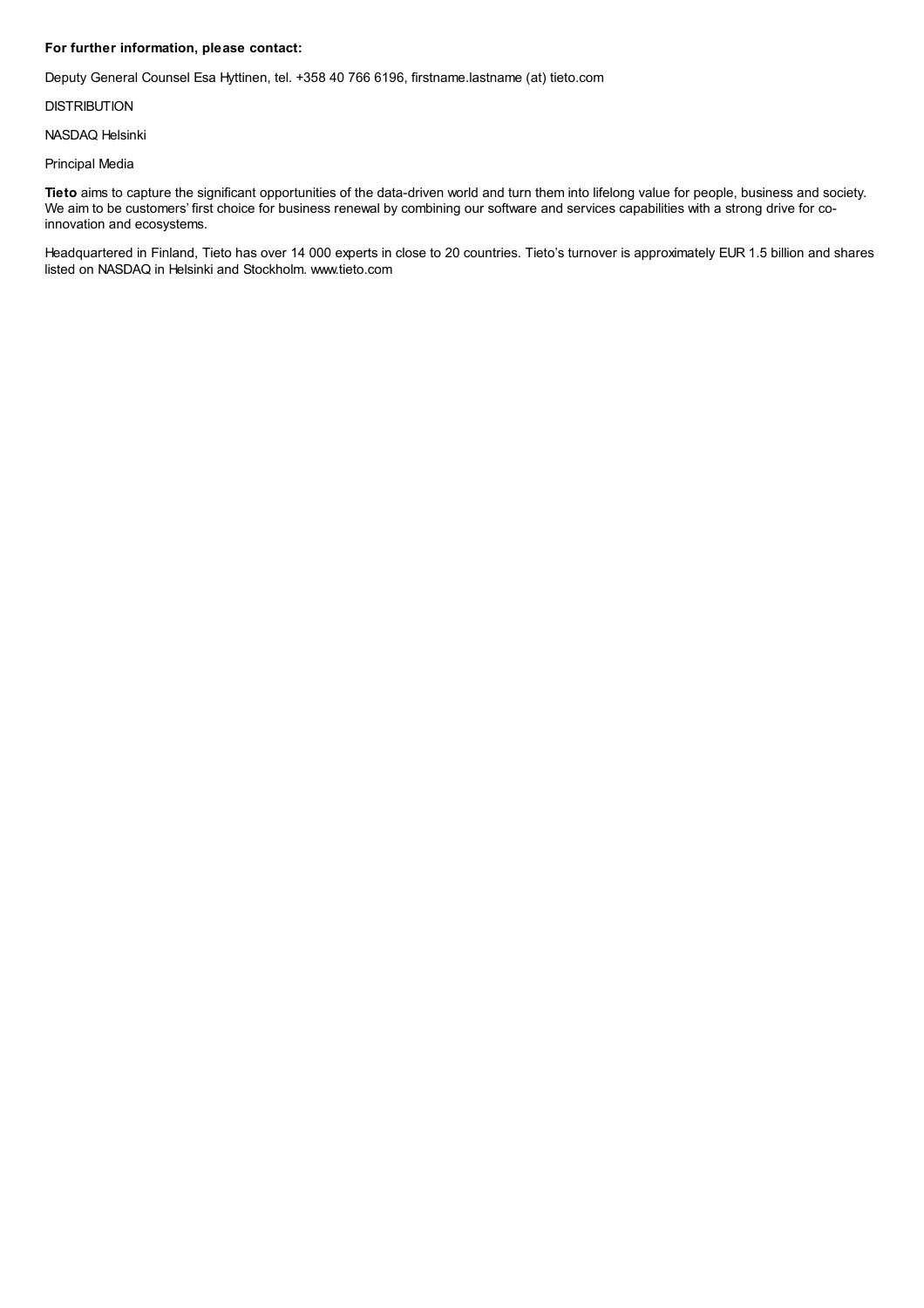**For further information, please contact:**

Deputy General Counsel Esa Hyttinen, tel. +358 40 766 6196, firstname.lastname (at) tieto.com

DISTRIBUTION

NASDAQ Helsinki

Principal Media

**Tieto** aims to capture the significant opportunities of the data-driven world and turn them into lifelong value for people, business and society. We aim to be customers' first choice for business renewal by combining our software and services capabilities with a strong drive for co-innovation and ecosystems.

Headquartered in Finland, Tieto has over 14 000 experts in close to 20 countries. Tieto's turnover is approximately EUR 1.5 billion and shares listed on NASDAQ in Helsinki and Stockholm. www.tieto.com